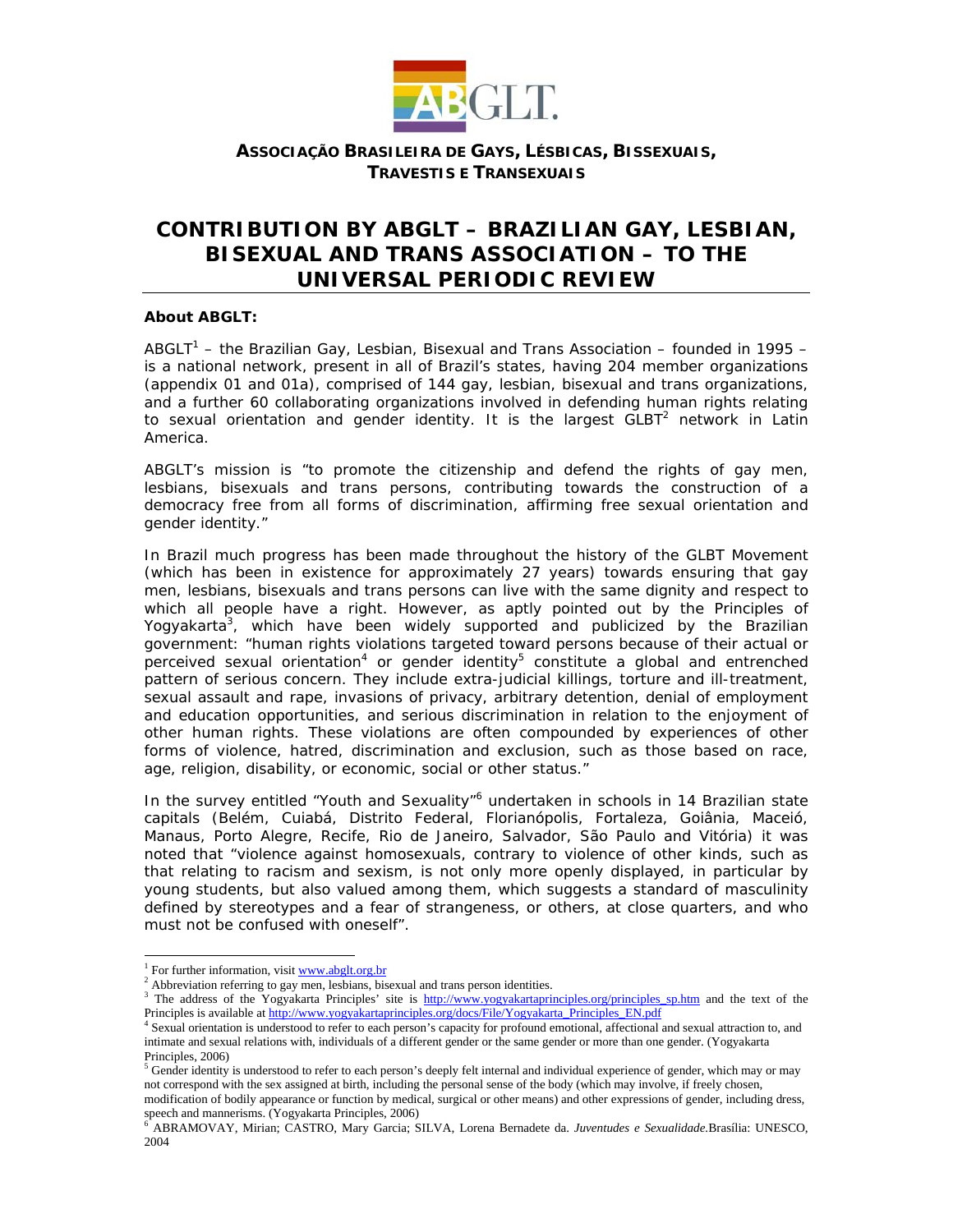**ASSOCIAÇÃO BRASILEIRA DE GAYS, LÉSBICAS, BISSEXUAIS, TRAVESTIS E TRANSEXUAIS**

# CONTRIBUTION BY ABGLT – BRAZILIAN GAY, LESBIAN, BISEXUAL AND TRANS ASSOCIATION – TO THE UNIVERSAL PERIODIC REVIEW

**About ABGLT:**

ABGLT[1] – the Brazilian Gay, Lesbian, Bisexual and Trans Association – founded in 1995 – is a national network, present in all of Brazil's states, having 204 member organizations (appendix 01 and 01a), comprised of 144 gay, lesbian, bisexual and trans organizations, and a further 60 collaborating organizations involved in defending human rights relating to sexual orientation and gender identity. It is the largest GLBT[2] network in Latin America.

ABGLT's mission is "to promote the citizenship and defend the rights of gay men, lesbians, bisexuals and trans persons, contributing towards the construction of a democracy free from all forms of discrimination, affirming free sexual orientation and gender identity."

In Brazil much progress has been made throughout the history of the GLBT Movement (which has been in existence for approximately 27 years) towards ensuring that gay men, lesbians, bisexuals and trans persons can live with the same dignity and respect to which all people have a right. However, as aptly pointed out by the Principles of Yogyakarta[3], which have been widely supported and publicized by the Brazilian government: "human rights violations targeted toward persons because of their actual or perceived sexual orientation[4] or gender identity[5] constitute a global and entrenched pattern of serious concern. They include extra-judicial killings, torture and ill-treatment, sexual assault and rape, invasions of privacy, arbitrary detention, denial of employment and education opportunities, and serious discrimination in relation to the enjoyment of other human rights. These violations are often compounded by experiences of other forms of violence, hatred, discrimination and exclusion, such as those based on race, age, religion, disability, or economic, social or other status."

In the survey entitled "Youth and Sexuality"[6] undertaken in schools in 14 Brazilian state capitals (Belém, Cuiabá, Distrito Federal, Florianópolis, Fortaleza, Goiânia, Maceió, Manaus, Porto Alegre, Recife, Rio de Janeiro, Salvador, São Paulo and Vitória) it was noted that "violence against homosexuals, contrary to violence of other kinds, such as that relating to racism and sexism, is not only more openly displayed, in particular by young students, but also valued among them, which suggests a standard of masculinity defined by stereotypes and a fear of strangeness, or others, at close quarters, and who must not be confused with oneself".

---

[1] For further information, visit www.abglt.org.br

[2] Abbreviation referring to gay men, lesbians, bisexual and trans person identities.

[3] The address of the Yogyakarta Principles' site is http://www.yogyakartaprinciples.org/principles_sp.htm and the text of the Principles is available at http://www.yogyakartaprinciples.org/docs/File/Yogyakarta_Principles_EN.pdf

[4] Sexual orientation is understood to refer to each person's capacity for profound emotional, affectional and sexual attraction to, and intimate and sexual relations with, individuals of a different gender or the same gender or more than one gender. (Yogyakarta Principles, 2006)

[5] Gender identity is understood to refer to each person's deeply felt internal and individual experience of gender, which may or may not correspond with the sex assigned at birth, including the personal sense of the body (which may involve, if freely chosen, modification of bodily appearance or function by medical, surgical or other means) and other expressions of gender, including dress, speech and mannerisms. (Yogyakarta Principles, 2006)

[6] ABRAMOVAY, Mirian; CASTRO, Mary Garcia; SILVA, Lorena Bernadete da. *Juventudes e Sexualidade.* Brasília: UNESCO, 2004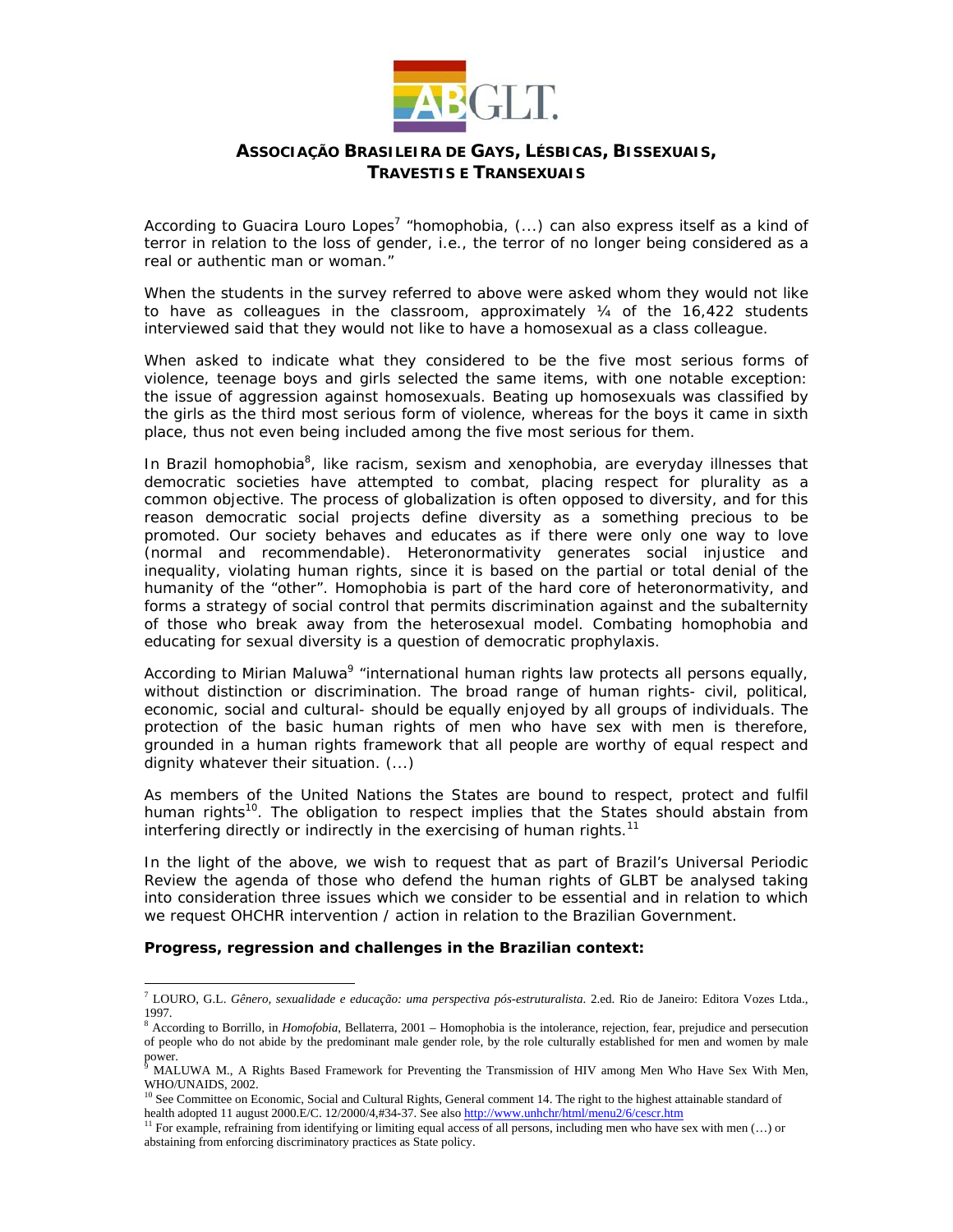According to Guacira Louro Lopes[7] "homophobia, (...) can also express itself as a kind of terror in relation to the loss of gender, i.e., the terror of no longer being considered as a real or authentic man or woman."

When the students in the survey referred to above were asked whom they would not like to have as colleagues in the classroom, approximately ¼ of the 16,422 students interviewed said that they would not like to have a homosexual as a class colleague.

When asked to indicate what they considered to be the five most serious forms of violence, teenage boys and girls selected the same items, with one notable exception: the issue of aggression against homosexuals. Beating up homosexuals was classified by the girls as the third most serious form of violence, whereas for the boys it came in sixth place, thus not even being included among the five most serious for them.

In Brazil homophobia[8], like racism, sexism and xenophobia, are everyday illnesses that democratic societies have attempted to combat, placing respect for plurality as a common objective. The process of globalization is often opposed to diversity, and for this reason democratic social projects define diversity as a something precious to be promoted. Our society behaves and educates as if there were only one way to love (normal and recommendable). Heteronormativity generates social injustice and inequality, violating human rights, since it is based on the partial or total denial of the humanity of the "other". Homophobia is part of the hard core of heteronormativity, and forms a strategy of social control that permits discrimination against and the subalternity of those who break away from the heterosexual model. Combating homophobia and educating for sexual diversity is a question of democratic prophylaxis.

According to Mirian Maluwa[9] "international human rights law protects all persons equally, without distinction or discrimination. The broad range of human rights- civil, political, economic, social and cultural- should be equally enjoyed by all groups of individuals. The protection of the basic human rights of men who have sex with men is therefore, grounded in a human rights framework that all people are worthy of equal respect and dignity whatever their situation. (...)

As members of the United Nations the States are bound to respect, protect and fulfil human rights[10]. The obligation to respect implies that the States should abstain from interfering directly or indirectly in the exercising of human rights.[11]

In the light of the above, we wish to request that as part of Brazil's Universal Periodic Review the agenda of those who defend the human rights of GLBT be analysed taking into consideration three issues which we consider to be essential and in relation to which we request OHCHR intervention / action in relation to the Brazilian Government.

**Progress, regression and challenges in the Brazilian context:**

---

[7] LOURO, G.L. *Gênero, sexualidade e educação: uma perspectiva pós-estruturalista*. 2.ed. Rio de Janeiro: Editora Vozes Ltda., 1997.

[8] According to Borrillo, in *Homofobia*, Bellaterra, 2001 – Homophobia is the intolerance, rejection, fear, prejudice and persecution of people who do not abide by the predominant male gender role, by the role culturally established for men and women by male power.

[9] MALUWA M., A Rights Based Framework for Preventing the Transmission of HIV among Men Who Have Sex With Men, WHO/UNAIDS, 2002.

[10] See Committee on Economic, Social and Cultural Rights, General comment 14. The right to the highest attainable standard of health adopted 11 august 2000.E/C. 12/2000/4,#34-37. See also http://www.unhchr/html/menu2/6/cescr.htm

[11] For example, refraining from identifying or limiting equal access of all persons, including men who have sex with men (…) or abstaining from enforcing discriminatory practices as State policy.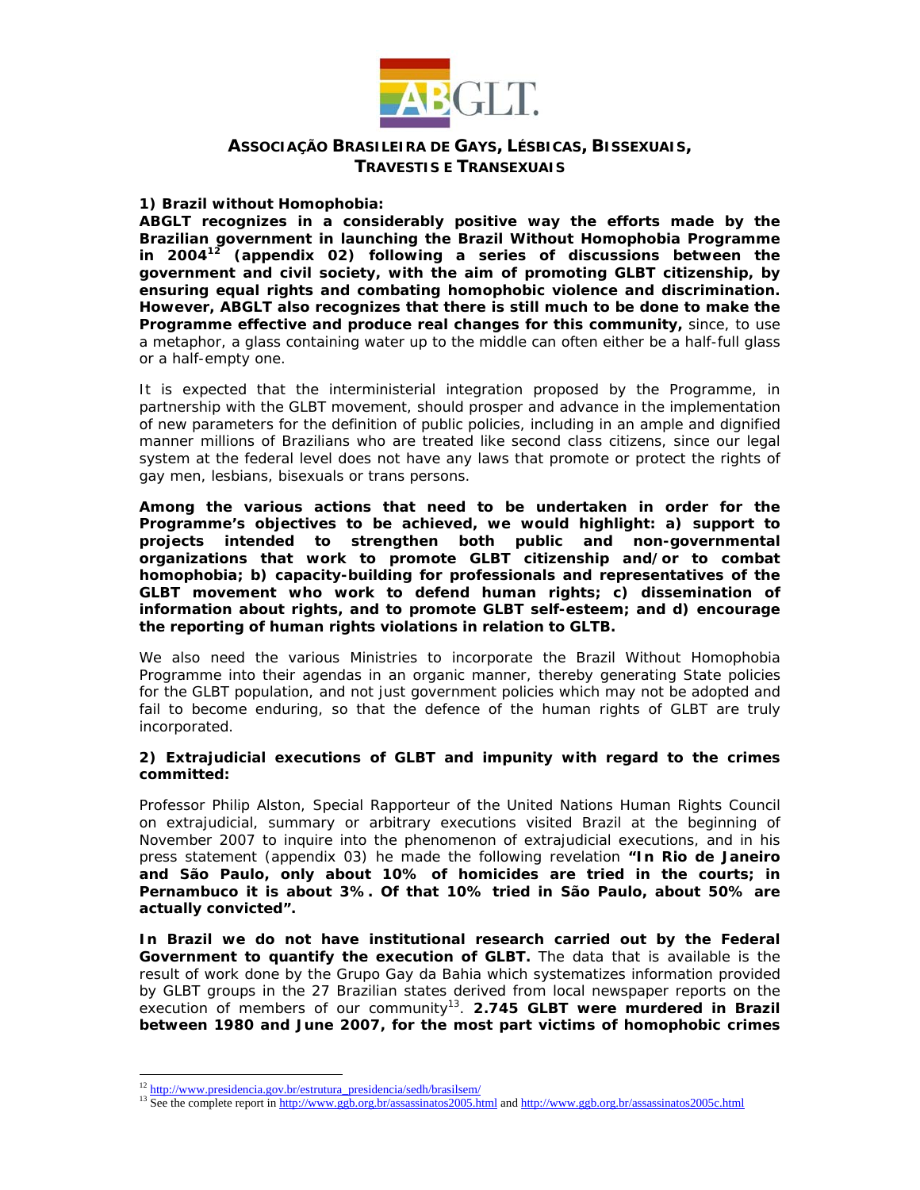**Associação Brasileira de Gays, Lésbicas, Bissexuais, Travestis e Transexuais**

**1) Brazil without Homophobia:**

**ABGLT recognizes in a considerably positive way the efforts made by the Brazilian government in launching the Brazil Without Homophobia Programme in 2004[12] (appendix 02) following a series of discussions between the government and civil society, with the aim of promoting GLBT citizenship, by ensuring equal rights and combating homophobic violence and discrimination. However, ABGLT also recognizes that there is still much to be done to make the Programme effective and produce real changes for this community,** since, to use a metaphor, a glass containing water up to the middle can often either be a half-full glass or a half-empty one.

It is expected that the interministerial integration proposed by the Programme, in partnership with the GLBT movement, should prosper and advance in the implementation of new parameters for the definition of public policies, including in an ample and dignified manner millions of Brazilians who are treated like second class citizens, since our legal system at the federal level does not have any laws that promote or protect the rights of gay men, lesbians, bisexuals or trans persons.

**Among the various actions that need to be undertaken in order for the Programme's objectives to be achieved, we would highlight: a) support to projects intended to strengthen both public and non-governmental organizations that work to promote GLBT citizenship and/or to combat homophobia; b) capacity-building for professionals and representatives of the GLBT movement who work to defend human rights; c) dissemination of information about rights, and to promote GLBT self-esteem; and d) encourage the reporting of human rights violations in relation to GLTB.**

We also need the various Ministries to incorporate the Brazil Without Homophobia Programme into their agendas in an organic manner, thereby generating State policies for the GLBT population, and not just government policies which may not be adopted and fail to become enduring, so that the defence of the human rights of GLBT are truly incorporated.

**2) Extrajudicial executions of GLBT and impunity with regard to the crimes committed:**

Professor Philip Alston, Special Rapporteur of the United Nations Human Rights Council on extrajudicial, summary or arbitrary executions visited Brazil at the beginning of November 2007 to inquire into the phenomenon of extrajudicial executions, and in his press statement (appendix 03) he made the following revelation **"In Rio de Janeiro and São Paulo, only about 10% of homicides are tried in the courts; in Pernambuco it is about 3%. Of that 10% tried in São Paulo, about 50% are actually convicted".**

**In Brazil we do not have institutional research carried out by the Federal Government to quantify the execution of GLBT.** The data that is available is the result of work done by the Grupo Gay da Bahia which systematizes information provided by GLBT groups in the 27 Brazilian states derived from local newspaper reports on the execution of members of our community[13]. **2.745 GLBT were murdered in Brazil between 1980 and June 2007, for the most part victims of homophobic crimes**

---

[12] http://www.presidencia.gov.br/estrutura_presidencia/sedh/brasilsem/

[13] See the complete report in http://www.ggb.org.br/assassinatos2005.html and http://www.ggb.org.br/assassinatos2005c.html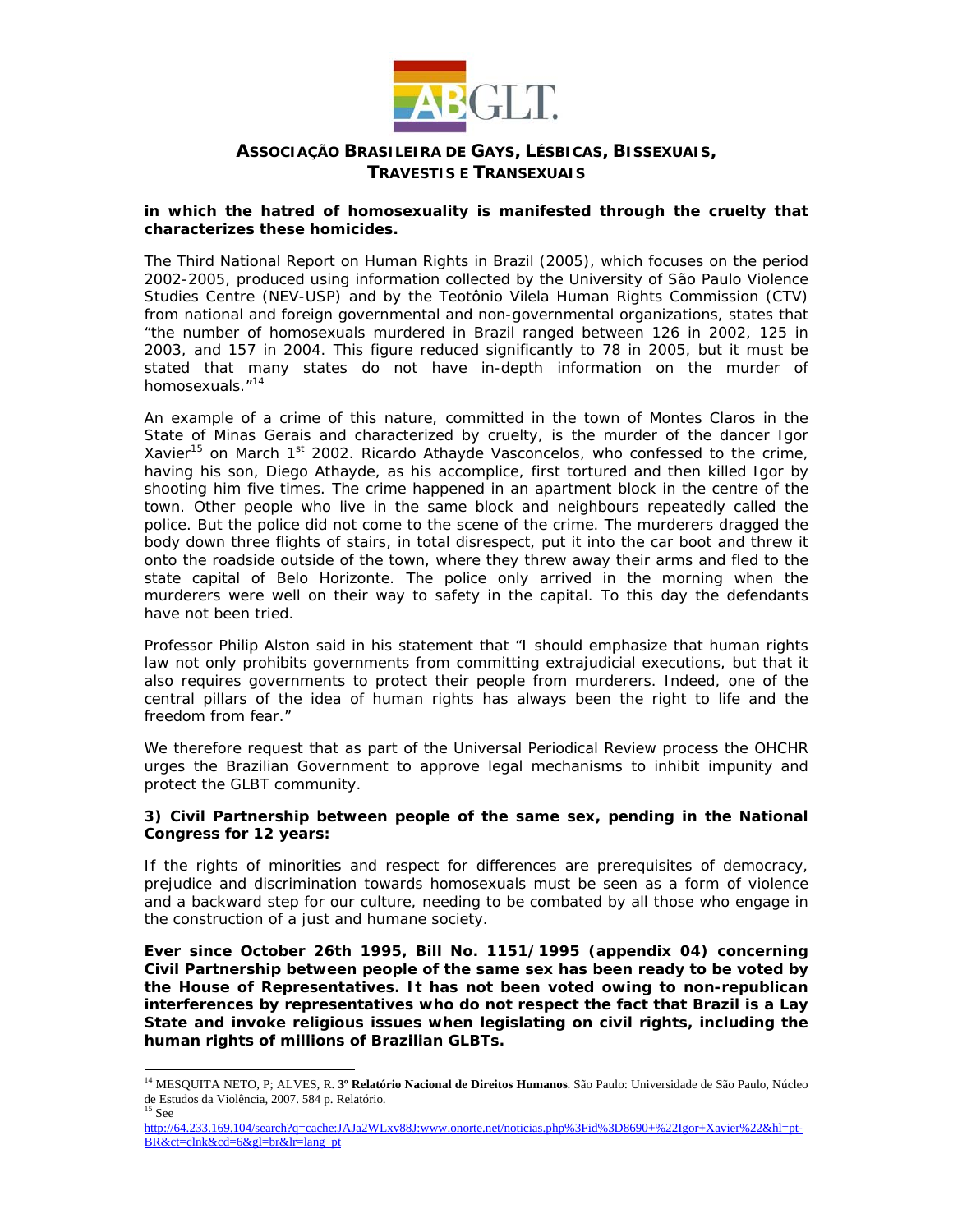**in which the hatred of homosexuality is manifested through the cruelty that characterizes these homicides.**

The Third National Report on Human Rights in Brazil (2005), which focuses on the period 2002-2005, produced using information collected by the University of São Paulo Violence Studies Centre (NEV-USP) and by the Teotônio Vilela Human Rights Commission (CTV) from national and foreign governmental and non-governmental organizations, states that "the number of homosexuals murdered in Brazil ranged between 126 in 2002, 125 in 2003, and 157 in 2004. This figure reduced significantly to 78 in 2005, but it must be stated that many states do not have in-depth information on the murder of homosexuals."[14]

An example of a crime of this nature, committed in the town of Montes Claros in the State of Minas Gerais and characterized by cruelty, is the murder of the dancer Igor Xavier[15] on March 1st 2002. Ricardo Athayde Vasconcelos, who confessed to the crime, having his son, Diego Athayde, as his accomplice, first tortured and then killed Igor by shooting him five times. The crime happened in an apartment block in the centre of the town. Other people who live in the same block and neighbours repeatedly called the police. But the police did not come to the scene of the crime. The murderers dragged the body down three flights of stairs, in total disrespect, put it into the car boot and threw it onto the roadside outside of the town, where they threw away their arms and fled to the state capital of Belo Horizonte. The police only arrived in the morning when the murderers were well on their way to safety in the capital. To this day the defendants have not been tried.

Professor Philip Alston said in his statement that "I should emphasize that human rights law not only prohibits governments from committing extrajudicial executions, but that it also requires governments to protect their people from murderers. Indeed, one of the central pillars of the idea of human rights has always been the right to life and the freedom from fear."

We therefore request that as part of the Universal Periodical Review process the OHCHR urges the Brazilian Government to approve legal mechanisms to inhibit impunity and protect the GLBT community.

**3) Civil Partnership between people of the same sex, pending in the National Congress for 12 years:**

If the rights of minorities and respect for differences are prerequisites of democracy, prejudice and discrimination towards homosexuals must be seen as a form of violence and a backward step for our culture, needing to be combated by all those who engage in the construction of a just and humane society.

**Ever since October 26th 1995, Bill No. 1151/1995 (appendix 04) concerning Civil Partnership between people of the same sex has been ready to be voted by the House of Representatives. It has not been voted owing to non-republican interferences by representatives who do not respect the fact that Brazil is a Lay State and invoke religious issues when legislating on civil rights, including the human rights of millions of Brazilian GLBTs.**

---

[14] MESQUITA NETO, P; ALVES, R. **3º Relatório Nacional de Direitos Humanos**. São Paulo: Universidade de São Paulo, Núcleo de Estudos da Violência, 2007. 584 p. Relatório.

[15] See http://64.233.169.104/search?q=cache:JAJa2WLxv88J:www.onorte.net/noticias.php%3Fid%3D8690+%22Igor+Xavier%22&hl=pt-BR&ct=clnk&cd=6&gl=br&lr=lang_pt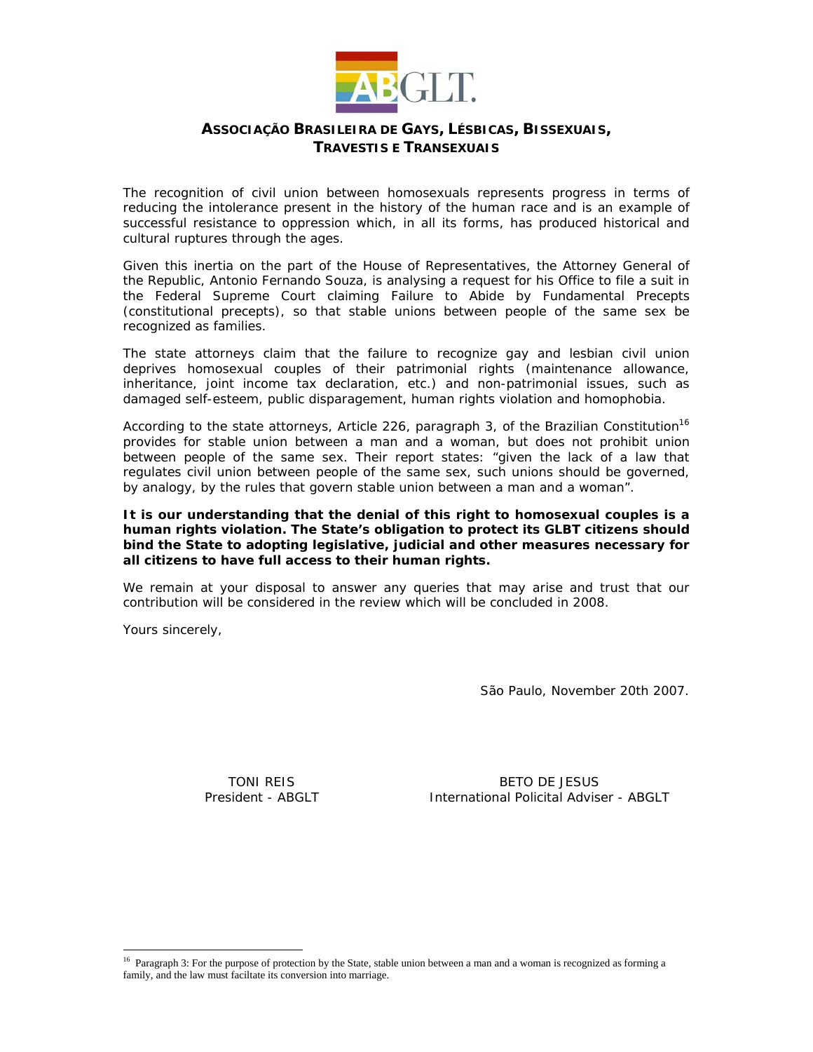**ASSOCIAÇÃO BRASILEIRA DE GAYS, LÉSBICAS, BISSEXUAIS, TRAVESTIS E TRANSEXUAIS**

The recognition of civil union between homosexuals represents progress in terms of reducing the intolerance present in the history of the human race and is an example of successful resistance to oppression which, in all its forms, has produced historical and cultural ruptures through the ages.

Given this inertia on the part of the House of Representatives, the Attorney General of the Republic, Antonio Fernando Souza, is analysing a request for his Office to file a suit in the Federal Supreme Court claiming Failure to Abide by Fundamental Precepts (constitutional precepts), so that stable unions between people of the same sex be recognized as families.

The state attorneys claim that the failure to recognize gay and lesbian civil union deprives homosexual couples of their patrimonial rights (maintenance allowance, inheritance, joint income tax declaration, etc.) and non-patrimonial issues, such as damaged self-esteem, public disparagement, human rights violation and homophobia.

According to the state attorneys, Article 226, paragraph 3, of the Brazilian Constitution[16] provides for stable union between a man and a woman, but does not prohibit union between people of the same sex. Their report states: "given the lack of a law that regulates civil union between people of the same sex, such unions should be governed, by analogy, by the rules that govern stable union between a man and a woman".

**It is our understanding that the denial of this right to homosexual couples is a human rights violation. The State's obligation to protect its GLBT citizens should bind the State to adopting legislative, judicial and other measures necessary for all citizens to have full access to their human rights.**

We remain at your disposal to answer any queries that may arise and trust that our contribution will be considered in the review which will be concluded in 2008.

Yours sincerely,

São Paulo, November 20th 2007.

TONI REIS
President - ABGLT

BETO DE JESUS
International Policital Adviser - ABGLT

[16] Paragraph 3: For the purpose of protection by the State, stable union between a man and a woman is recognized as forming a family, and the law must faciltate its conversion into marriage.